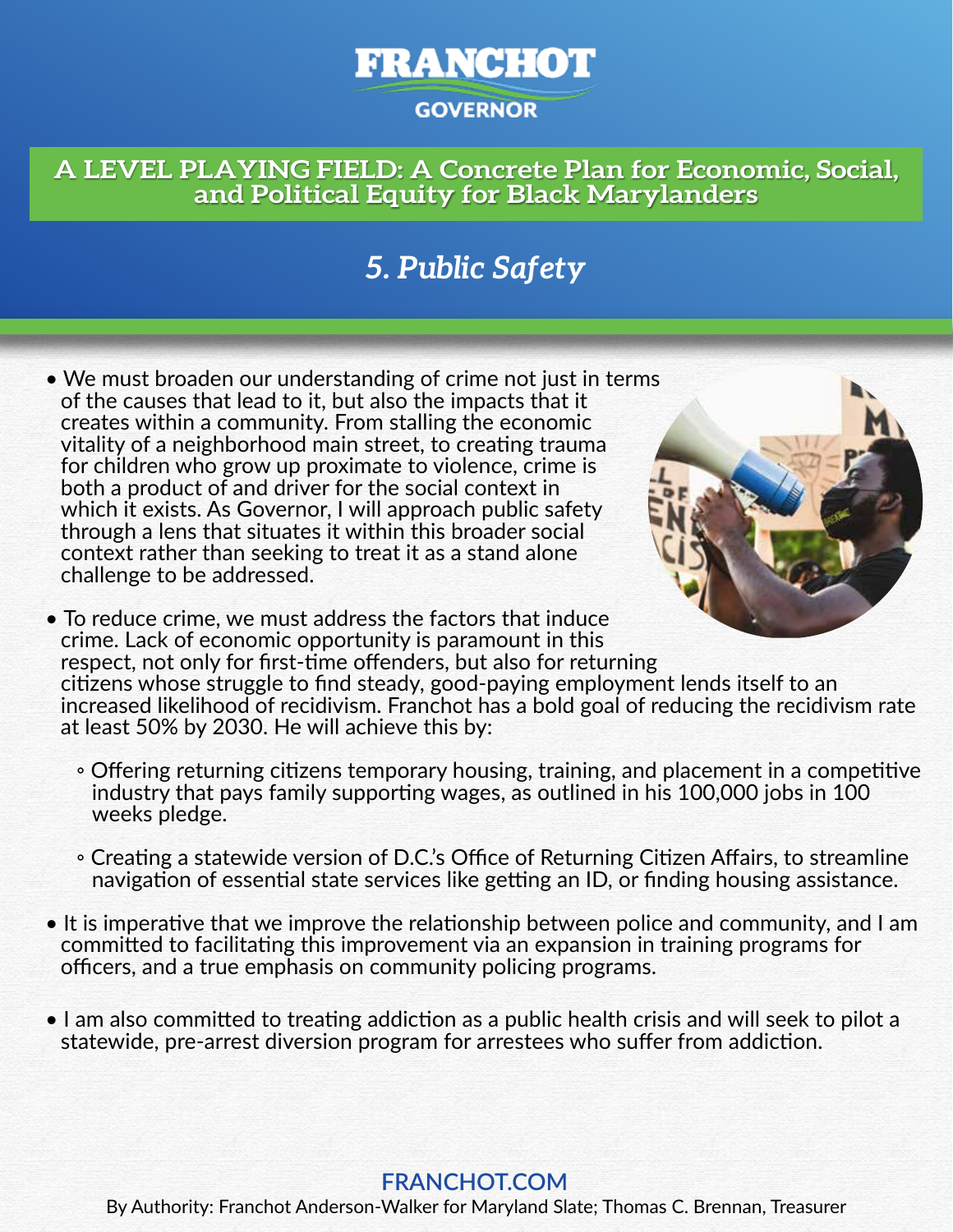# FRANCHOT
GOVERNOR

## A LEVEL PLAYING FIELD: A Concrete Plan for Economic, Social, and Political Equity for Black Marylanders

## *5. Public Safety*

- We must broaden our understanding of crime not just in terms of the causes that lead to it, but also the impacts that it creates within a community. From stalling the economic vitality of a neighborhood main street, to creating trauma for children who grow up proximate to violence, crime is both a product of and driver for the social context in which it exists. As Governor, I will approach public safety through a lens that situates it within this broader social context rather than seeking to treat it as a stand alone challenge to be addressed.
- To reduce crime, we must address the factors that induce crime. Lack of economic opportunity is paramount in this respect, not only for first-time offenders, but also for returning citizens whose struggle to find steady, good-paying employment lends itself to an increased likelihood of recidivism. Franchot has a bold goal of reducing the recidivism rate at least 50% by 2030. He will achieve this by:
    - Offering returning citizens temporary housing, training, and placement in a competitive industry that pays family supporting wages, as outlined in his 100,000 jobs in 100 weeks pledge.
    - Creating a statewide version of D.C.'s Office of Returning Citizen Affairs, to streamline navigation of essential state services like getting an ID, or finding housing assistance.
- It is imperative that we improve the relationship between police and community, and I am committed to facilitating this improvement via an expansion in training programs for officers, and a true emphasis on community policing programs.
- I am also committed to treating addiction as a public health crisis and will seek to pilot a statewide, pre-arrest diversion program for arrestees who suffer from addiction.

**FRANCHOT.COM**

By Authority: Franchot Anderson-Walker for Maryland Slate; Thomas C. Brennan, Treasurer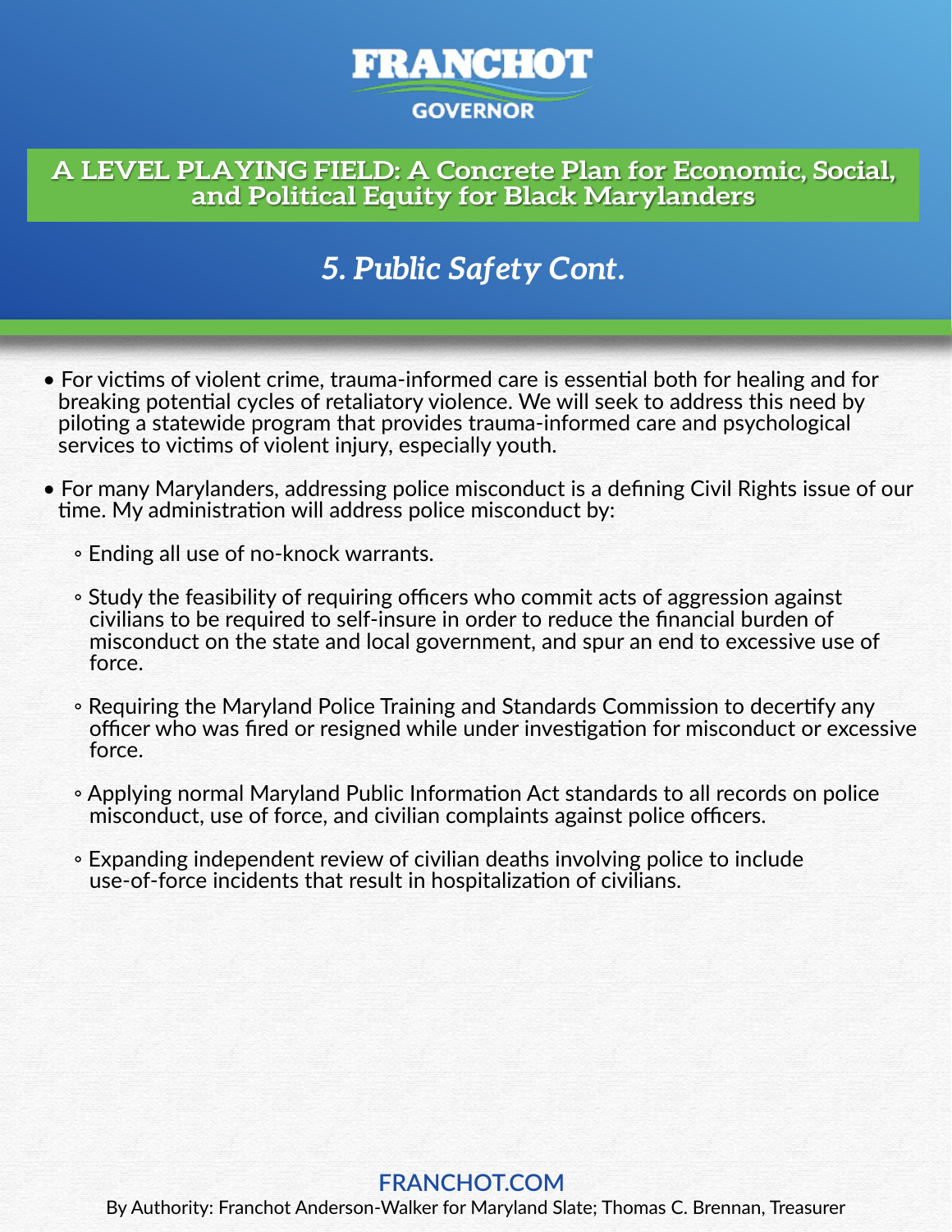# FRANCHOT GOVERNOR

## A LEVEL PLAYING FIELD: A Concrete Plan for Economic, Social, and Political Equity for Black Marylanders

### *5. Public Safety Cont.*

- For victims of violent crime, trauma-informed care is essential both for healing and for breaking potential cycles of retaliatory violence. We will seek to address this need by piloting a statewide program that provides trauma-informed care and psychological services to victims of violent injury, especially youth.

- For many Marylanders, addressing police misconduct is a defining Civil Rights issue of our time. My administration will address police misconduct by:

  - Ending all use of no-knock warrants.

  - Study the feasibility of requiring officers who commit acts of aggression against civilians to be required to self-insure in order to reduce the financial burden of misconduct on the state and local government, and spur an end to excessive use of force.

  - Requiring the Maryland Police Training and Standards Commission to decertify any officer who was fired or resigned while under investigation for misconduct or excessive force.

  - Applying normal Maryland Public Information Act standards to all records on police misconduct, use of force, and civilian complaints against police officers.

  - Expanding independent review of civilian deaths involving police to include use-of-force incidents that result in hospitalization of civilians.

**FRANCHOT.COM**

By Authority: Franchot Anderson-Walker for Maryland Slate; Thomas C. Brennan, Treasurer